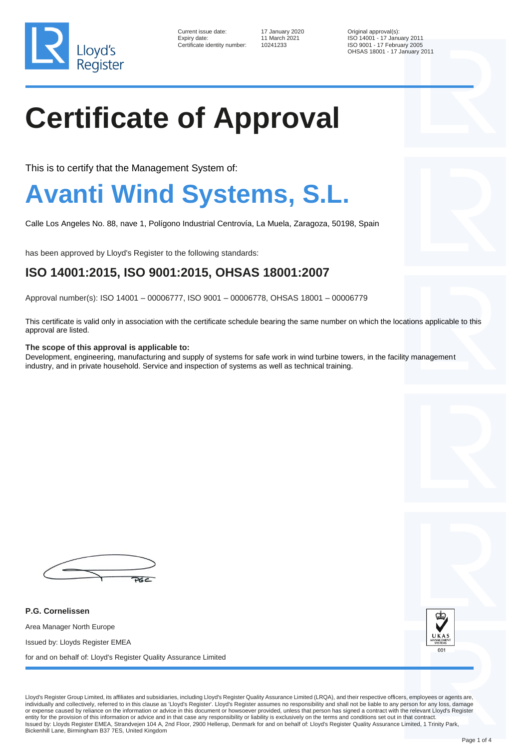Lloyd's Register

| Current issue date: | 17 January 2020 |
| --- | --- |
| Expiry date: | 11 March 2021 |
| Certificate identity number: | 10241233 |

Original approval(s):
ISO 14001 - 17 January 2011
ISO 9001 - 17 February 2005
OHSAS 18001 - 17 January 2011

# Certificate of Approval

This is to certify that the Management System of:

# Avanti Wind Systems, S.L.

Calle Los Angeles No. 88, nave 1, Polígono Industrial Centrovía, La Muela, Zaragoza, 50198, Spain

has been approved by Lloyd's Register to the following standards:

## ISO 14001:2015, ISO 9001:2015, OHSAS 18001:2007

Approval number(s): ISO 14001 – 00006777, ISO 9001 – 00006778, OHSAS 18001 – 00006779

This certificate is valid only in association with the certificate schedule bearing the same number on which the locations applicable to this approval are listed.

**The scope of this approval is applicable to:**
Development, engineering, manufacturing and supply of systems for safe work in wind turbine towers, in the facility management industry, and in private household. Service and inspection of systems as well as technical training.

**P.G. Cornelissen**

Area Manager North Europe

Issued by: Lloyds Register EMEA

for and on behalf of: Lloyd's Register Quality Assurance Limited

UKAS MANAGEMENT SYSTEMS 001

Lloyd's Register Group Limited, its affiliates and subsidiaries, including Lloyd's Register Quality Assurance Limited (LRQA), and their respective officers, employees or agents are, individually and collectively, referred to in this clause as 'Lloyd's Register'. Lloyd's Register assumes no responsibility and shall not be liable to any person for any loss, damage or expense caused by reliance on the information or advice in this document or howsoever provided, unless that person has signed a contract with the relevant Lloyd's Register entity for the provision of this information or advice and in that case any responsibility or liability is exclusively on the terms and conditions set out in that contract.
Issued by: Lloyds Register EMEA, Strandvejen 104 A, 2nd Floor, 2900 Hellerup, Denmark for and on behalf of: Lloyd's Register Quality Assurance Limited, 1 Trinity Park, Bickenhill Lane, Birmingham B37 7ES, United Kingdom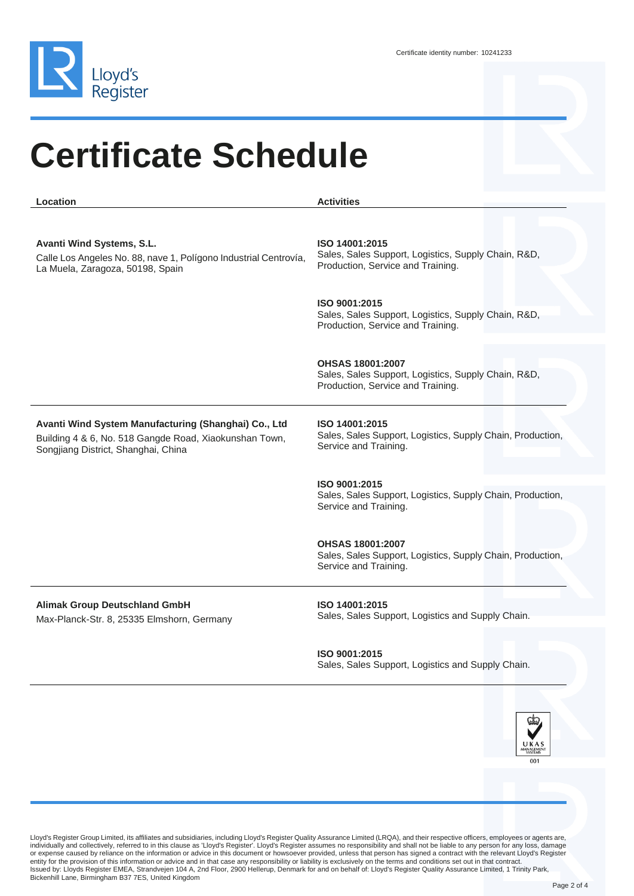Certificate identity number: 10241233

# Certificate Schedule

| Location | Activities |
| --- | --- |
| **Avanti Wind Systems, S.L.**<br>Calle Los Angeles No. 88, nave 1, Polígono Industrial Centrovía, La Muela, Zaragoza, 50198, Spain | **ISO 14001:2015**<br>Sales, Sales Support, Logistics, Supply Chain, R&D, Production, Service and Training. |
| | **ISO 9001:2015**<br>Sales, Sales Support, Logistics, Supply Chain, R&D, Production, Service and Training. |
| | **OHSAS 18001:2007**<br>Sales, Sales Support, Logistics, Supply Chain, R&D, Production, Service and Training. |
| **Avanti Wind System Manufacturing (Shanghai) Co., Ltd**<br>Building 4 & 6, No. 518 Gangde Road, Xiaokunshan Town, Songjiang District, Shanghai, China | **ISO 14001:2015**<br>Sales, Sales Support, Logistics, Supply Chain, Production, Service and Training. |
| | **ISO 9001:2015**<br>Sales, Sales Support, Logistics, Supply Chain, Production, Service and Training. |
| | **OHSAS 18001:2007**<br>Sales, Sales Support, Logistics, Supply Chain, Production, Service and Training. |
| **Alimak Group Deutschland GmbH**<br>Max-Planck-Str. 8, 25335 Elmshorn, Germany | **ISO 14001:2015**<br>Sales, Sales Support, Logistics and Supply Chain. |
| | **ISO 9001:2015**<br>Sales, Sales Support, Logistics and Supply Chain. |

Lloyd's Register Group Limited, its affiliates and subsidiaries, including Lloyd's Register Quality Assurance Limited (LRQA), and their respective officers, employees or agents are, individually and collectively, referred to in this clause as 'Lloyd's Register'. Lloyd's Register assumes no responsibility and shall not be liable to any person for any loss, damage or expense caused by reliance on the information or advice in this document or howsoever provided, unless that person has signed a contract with the relevant Lloyd's Register entity for the provision of this information or advice and in that case any responsibility or liability is exclusively on the terms and conditions set out in that contract.
Issued by: Lloyds Register EMEA, Strandvejen 104 A, 2nd Floor, 2900 Hellerup, Denmark for and on behalf of: Lloyd's Register Quality Assurance Limited, 1 Trinity Park, Bickenhill Lane, Birmingham B37 7ES, United Kingdom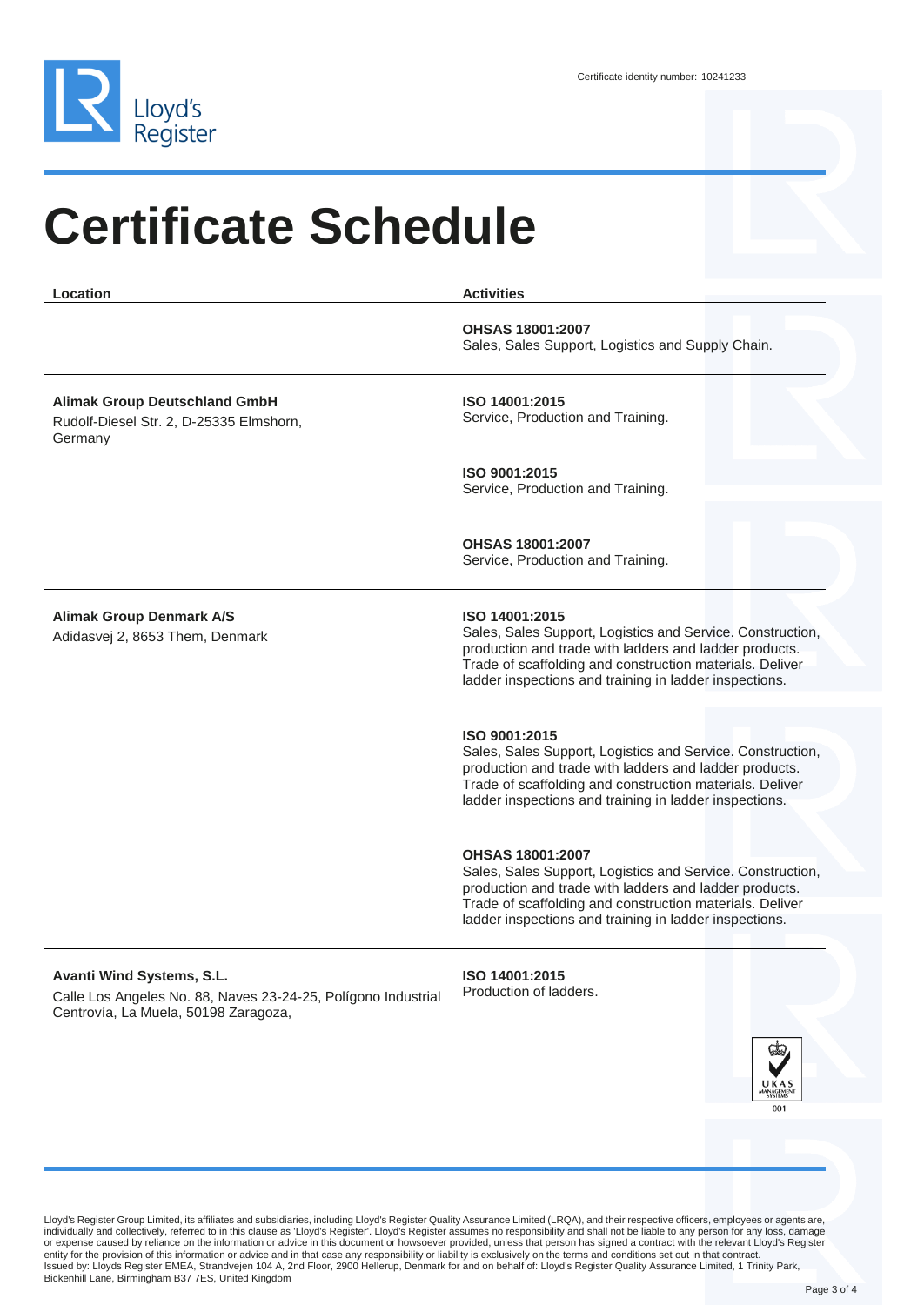Certificate identity number: 10241233

# Certificate Schedule

| Location | Activities |
|---|---|
| | **OHSAS 18001:2007**<br>Sales, Sales Support, Logistics and Supply Chain. |
| **Alimak Group Deutschland GmbH**<br>Rudolf-Diesel Str. 2, D-25335 Elmshorn, Germany | **ISO 14001:2015**<br>Service, Production and Training.<br><br>**ISO 9001:2015**<br>Service, Production and Training.<br><br>**OHSAS 18001:2007**<br>Service, Production and Training. |
| **Alimak Group Denmark A/S**<br>Adidasvej 2, 8653 Them, Denmark | **ISO 14001:2015**<br>Sales, Sales Support, Logistics and Service. Construction, production and trade with ladders and ladder products. Trade of scaffolding and construction materials. Deliver ladder inspections and training in ladder inspections.<br><br>**ISO 9001:2015**<br>Sales, Sales Support, Logistics and Service. Construction, production and trade with ladders and ladder products. Trade of scaffolding and construction materials. Deliver ladder inspections and training in ladder inspections.<br><br>**OHSAS 18001:2007**<br>Sales, Sales Support, Logistics and Service. Construction, production and trade with ladders and ladder products. Trade of scaffolding and construction materials. Deliver ladder inspections and training in ladder inspections. |
| **Avanti Wind Systems, S.L.**<br>Calle Los Angeles No. 88, Naves 23-24-25, Polígono Industrial Centrovía, La Muela, 50198 Zaragoza, | **ISO 14001:2015**<br>Production of ladders. |

UKAS MANAGEMENT SYSTEMS 001

Lloyd's Register Group Limited, its affiliates and subsidiaries, including Lloyd's Register Quality Assurance Limited (LRQA), and their respective officers, employees or agents are, individually and collectively, referred to in this clause as 'Lloyd's Register'. Lloyd's Register assumes no responsibility and shall not be liable to any person for any loss, damage or expense caused by reliance on the information or advice in this document or howsoever provided, unless that person has signed a contract with the relevant Lloyd's Register entity for the provision of this information or advice and in that case any responsibility or liability is exclusively on the terms and conditions set out in that contract.
Issued by: Lloyds Register EMEA, Strandvejen 104 A, 2nd Floor, 2900 Hellerup, Denmark for and on behalf of: Lloyd's Register Quality Assurance Limited, 1 Trinity Park, Bickenhill Lane, Birmingham B37 7ES, United Kingdom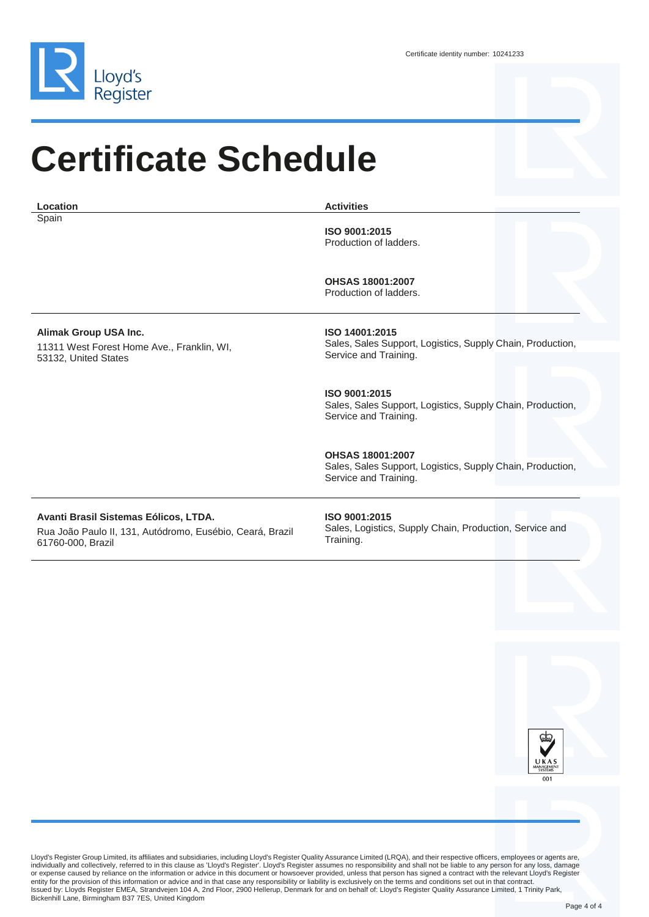Certificate identity number: 10241233

# Certificate Schedule

| Location | Activities |
| --- | --- |
| Spain | **ISO 9001:2015**<br>Production of ladders.<br><br>**OHSAS 18001:2007**<br>Production of ladders. |
| **Alimak Group USA Inc.**<br>11311 West Forest Home Ave., Franklin, WI, 53132, United States | **ISO 14001:2015**<br>Sales, Sales Support, Logistics, Supply Chain, Production, Service and Training.<br><br>**ISO 9001:2015**<br>Sales, Sales Support, Logistics, Supply Chain, Production, Service and Training.<br><br>**OHSAS 18001:2007**<br>Sales, Sales Support, Logistics, Supply Chain, Production, Service and Training. |
| **Avanti Brasil Sistemas Eólicos, LTDA.**<br>Rua João Paulo II, 131, Autódromo, Eusébio, Ceará, Brazil 61760-000, Brazil | **ISO 9001:2015**<br>Sales, Logistics, Supply Chain, Production, Service and Training. |

UKAS MANAGEMENT SYSTEMS 001

Lloyd's Register Group Limited, its affiliates and subsidiaries, including Lloyd's Register Quality Assurance Limited (LRQA), and their respective officers, employees or agents are, individually and collectively, referred to in this clause as 'Lloyd's Register'. Lloyd's Register assumes no responsibility and shall not be liable to any person for any loss, damage or expense caused by reliance on the information or advice in this document or howsoever provided, unless that person has signed a contract with the relevant Lloyd's Register entity for the provision of this information or advice and in that case any responsibility or liability is exclusively on the terms and conditions set out in that contract.
Issued by: Lloyds Register EMEA, Strandvejen 104 A, 2nd Floor, 2900 Hellerup, Denmark for and on behalf of: Lloyd's Register Quality Assurance Limited, 1 Trinity Park, Bickenhill Lane, Birmingham B37 7ES, United Kingdom